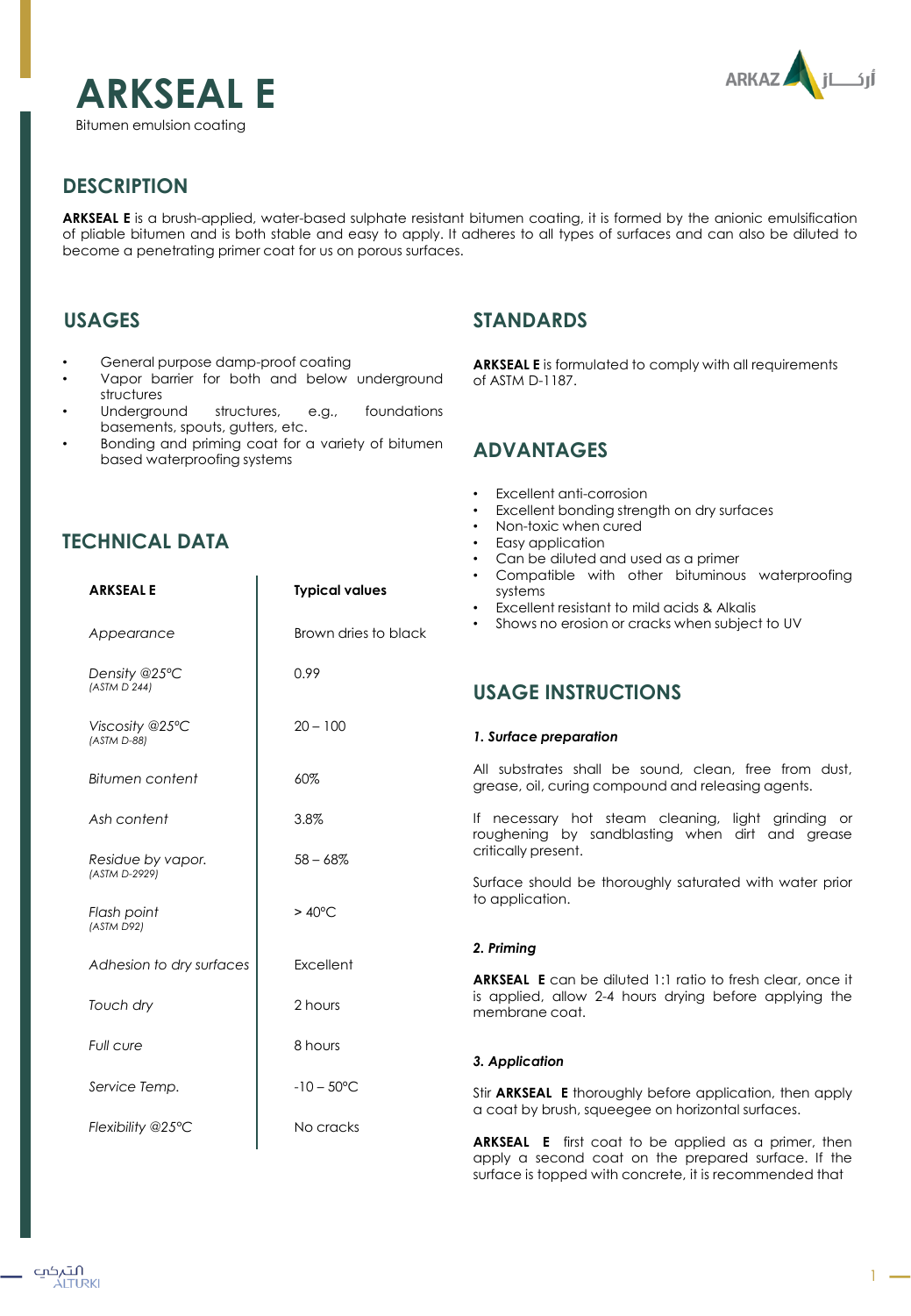# ARKSEAL E

Bitumen emulsion coating

## DESCRIPTION

**ARKSEAL E** is a brush-applied, water-based sulphate resistant bitumen coating, it is formed by the anionic emulsification of pliable bitumen and is both stable and easy to apply. It adheres to all types of surfaces and can also be diluted to become a penetrating primer coat for us on porous surfaces.

## USAGES

- General purpose damp-proof coating
- Vapor barrier for both and below underground structures
- Underground structures, e.g., foundations basements, spouts, gutters, etc.
- Bonding and priming coat for a variety of bitumen based waterproofing systems

## TECHNICAL DATA

| ARKSEAL E | Typical values |
|---|---|
| *Appearance* | Brown dries to black |
| *Density @25°C* *(ASTM D 244)* | 0.99 |
| *Viscosity @25°C* *(ASTM D-88)* | 20 – 100 |
| *Bitumen content* | 60% |
| *Ash content* | 3.8% |
| *Residue by vapor.* *(ASTM D-2929)* | 58 – 68% |
| *Flash point* *(ASTM D92)* | > 40°C |
| *Adhesion to dry surfaces* | Excellent |
| *Touch dry* | 2 hours |
| *Full cure* | 8 hours |
| *Service Temp.* | -10 – 50°C |
| *Flexibility @25°C* | No cracks |

## STANDARDS

**ARKSEAL E** is formulated to comply with all requirements of ASTM D-1187.

## ADVANTAGES

- Excellent anti-corrosion
- Excellent bonding strength on dry surfaces
- Non-toxic when cured
- Easy application
- Can be diluted and used as a primer
- Compatible with other bituminous waterproofing systems
- Excellent resistant to mild acids & Alkalis
- Shows no erosion or cracks when subject to UV

## USAGE INSTRUCTIONS

***1. Surface preparation***

All substrates shall be sound, clean, free from dust, grease, oil, curing compound and releasing agents.

If necessary hot steam cleaning, light grinding or roughening by sandblasting when dirt and grease critically present.

Surface should be thoroughly saturated with water prior to application.

***2. Priming***

**ARKSEAL E** can be diluted 1:1 ratio to fresh clear, once it is applied, allow 2-4 hours drying before applying the membrane coat.

***3. Application***

Stir **ARKSEAL E** thoroughly before application, then apply a coat by brush, squeegee on horizontal surfaces.

**ARKSEAL E** first coat to be applied as a primer, then apply a second coat on the prepared surface. If the surface is topped with concrete, it is recommended that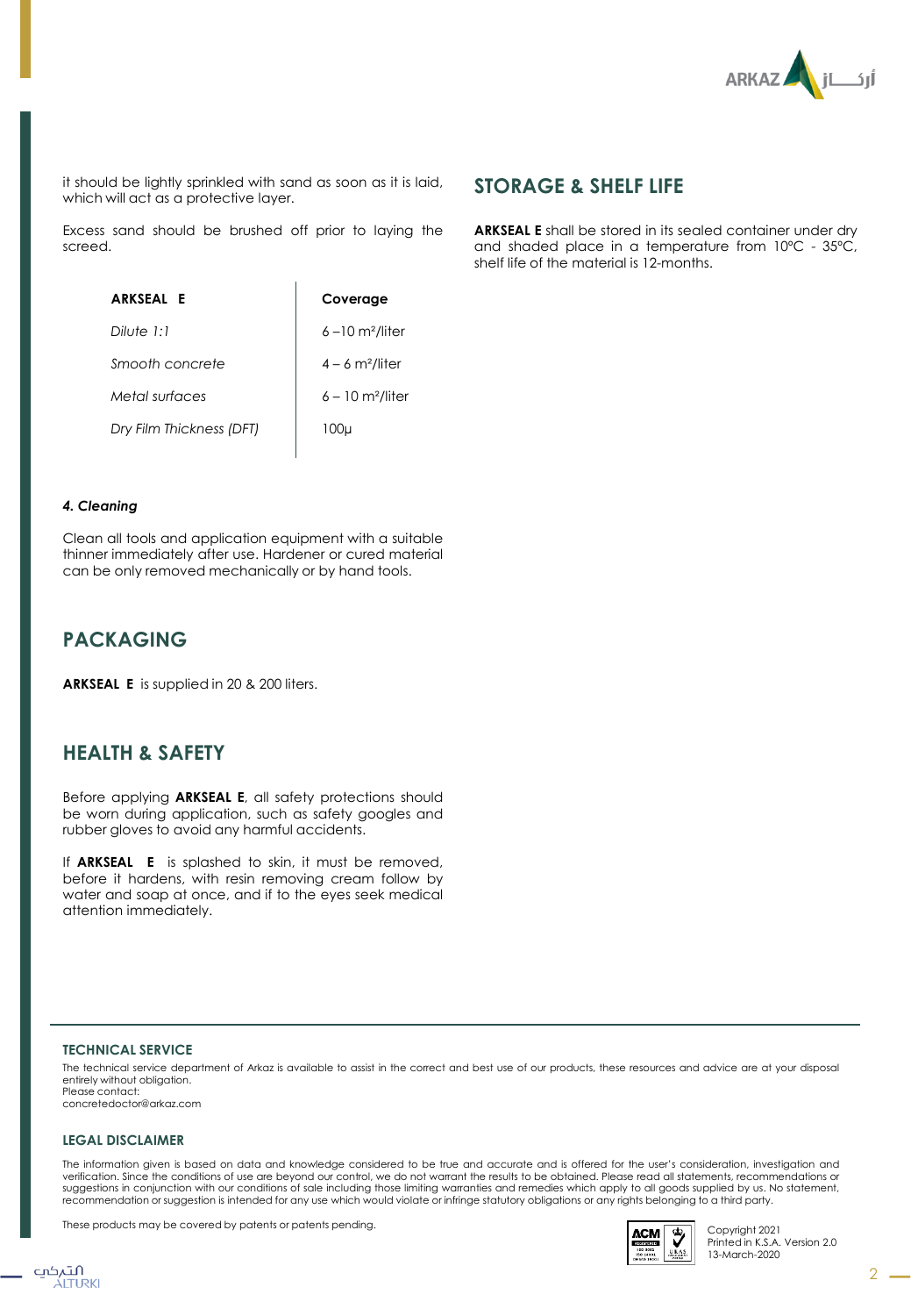it should be lightly sprinkled with sand as soon as it is laid, which will act as a protective layer.

Excess sand should be brushed off prior to laying the screed.

| ARKSEAL E | Coverage |
|---|---|
| *Dilute 1:1* | 6 –10 m²/liter |
| *Smooth concrete* | 4 – 6 m²/liter |
| *Metal surfaces* | 6 – 10 m²/liter |
| *Dry Film Thickness (DFT)* | 100µ |

***4. Cleaning***

Clean all tools and application equipment with a suitable thinner immediately after use. Hardener or cured material can be only removed mechanically or by hand tools.

## PACKAGING

**ARKSEAL E** is supplied in 20 & 200 liters.

## HEALTH & SAFETY

Before applying **ARKSEAL E**, all safety protections should be worn during application, such as safety googles and rubber gloves to avoid any harmful accidents.

If **ARKSEAL E** is splashed to skin, it must be removed, before it hardens, with resin removing cream follow by water and soap at once, and if to the eyes seek medical attention immediately.

## STORAGE & SHELF LIFE

**ARKSEAL E** shall be stored in its sealed container under dry and shaded place in a temperature from 10°C - 35°C, shelf life of the material is 12-months.

### TECHNICAL SERVICE

The technical service department of Arkaz is available to assist in the correct and best use of our products, these resources and advice are at your disposal entirely without obligation.
Please contact:
concretedoctor@arkaz.com

### LEGAL DISCLAIMER

The information given is based on data and knowledge considered to be true and accurate and is offered for the user's consideration, investigation and verification. Since the conditions of use are beyond our control, we do not warrant the results to be obtained. Please read all statements, recommendations or suggestions in conjunction with our conditions of sale including those limiting warranties and remedies which apply to all goods supplied by us. No statement, recommendation or suggestion is intended for any use which would violate or infringe statutory obligations or any rights belonging to a third party.

These products may be covered by patents or patents pending.

Copyright 2021
Printed in K.S.A. Version 2.0
13-March-2020